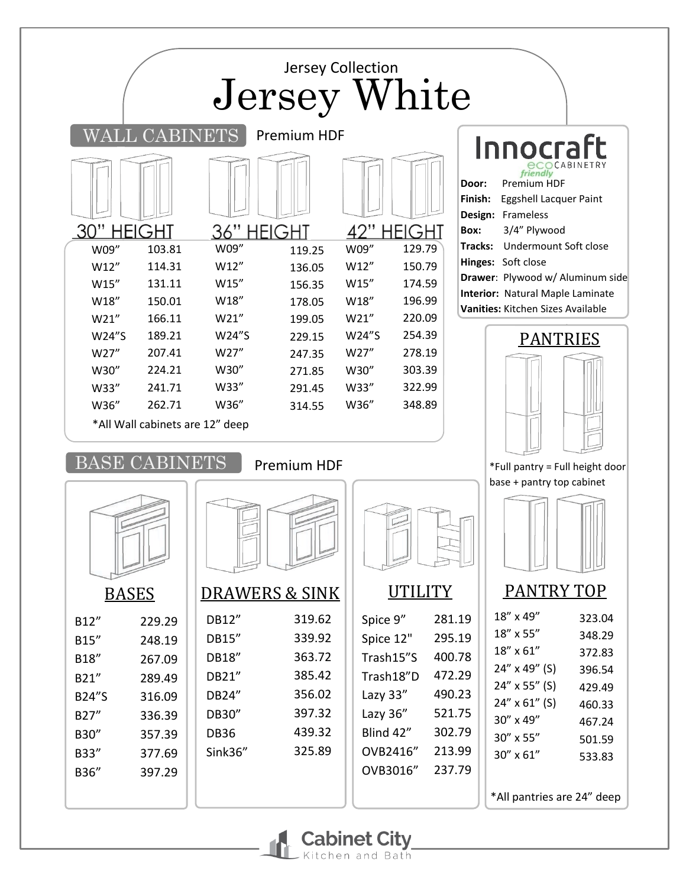Jersey Collection

# Jersey White

## WALL CABINETS

Premium HDF

| 30" HEIGHT | | 36" HEIGHT | | 42" HEIGHT | |
|---|---|---|---|---|---|
| W09" | 103.81 | W09" | 119.25 | W09" | 129.79 |
| W12" | 114.31 | W12" | 136.05 | W12" | 150.79 |
| W15" | 131.11 | W15" | 156.35 | W15" | 174.59 |
| W18" | 150.01 | W18" | 178.05 | W18" | 196.99 |
| W21" | 166.11 | W21" | 199.05 | W21" | 220.09 |
| W24"S | 189.21 | W24"S | 229.15 | W24"S | 254.39 |
| W27" | 207.41 | W27" | 247.35 | W27" | 278.19 |
| W30" | 224.21 | W30" | 271.85 | W30" | 303.39 |
| W33" | 241.71 | W33" | 291.45 | W33" | 322.99 |
| W36" | 262.71 | W36" | 314.55 | W36" | 348.89 |

*All Wall cabinets are 12" deep

## Innocraft eco friendly CABINETRY

**Door:** Premium HDF
**Finish:** Eggshell Lacquer Paint
**Design:** Frameless
**Box:** 3/4" Plywood
**Tracks:** Undermount Soft close
**Hinges:** Soft close
**Drawer**: Plywood w/ Aluminum side
**Interior:** Natural Maple Laminate
**Vanities:** Kitchen Sizes Available

## PANTRIES

*Full pantry = Full height door base + pantry top cabinet

## BASE CABINETS

Premium HDF

### BASES

| | |
|---|---|
| B12" | 229.29 |
| B15" | 248.19 |
| B18" | 267.09 |
| B21" | 289.49 |
| B24"S | 316.09 |
| B27" | 336.39 |
| B30" | 357.39 |
| B33" | 377.69 |
| B36" | 397.29 |

### DRAWERS & SINK

| | |
|---|---|
| DB12" | 319.62 |
| DB15" | 339.92 |
| DB18" | 363.72 |
| DB21" | 385.42 |
| DB24" | 356.02 |
| DB30" | 397.32 |
| DB36 | 439.32 |
| Sink36" | 325.89 |

### UTILITY

| | |
|---|---|
| Spice 9" | 281.19 |
| Spice 12" | 295.19 |
| Trash15"S | 400.78 |
| Trash18"D | 472.29 |
| Lazy 33" | 490.23 |
| Lazy 36" | 521.75 |
| Blind 42" | 302.79 |
| OVB2416" | 213.99 |
| OVB3016" | 237.79 |

### PANTRY TOP

| | |
|---|---|
| 18" x 49" | 323.04 |
| 18" x 55" | 348.29 |
| 18" x 61" | 372.83 |
| 24" x 49" (S) | 396.54 |
| 24" x 55" (S) | 429.49 |
| 24" x 61" (S) | 460.33 |
| 30" x 49" | 467.24 |
| 30" x 55" | 501.59 |
| 30" x 61" | 533.83 |

*All pantries are 24" deep

Cabinet City Kitchen and Bath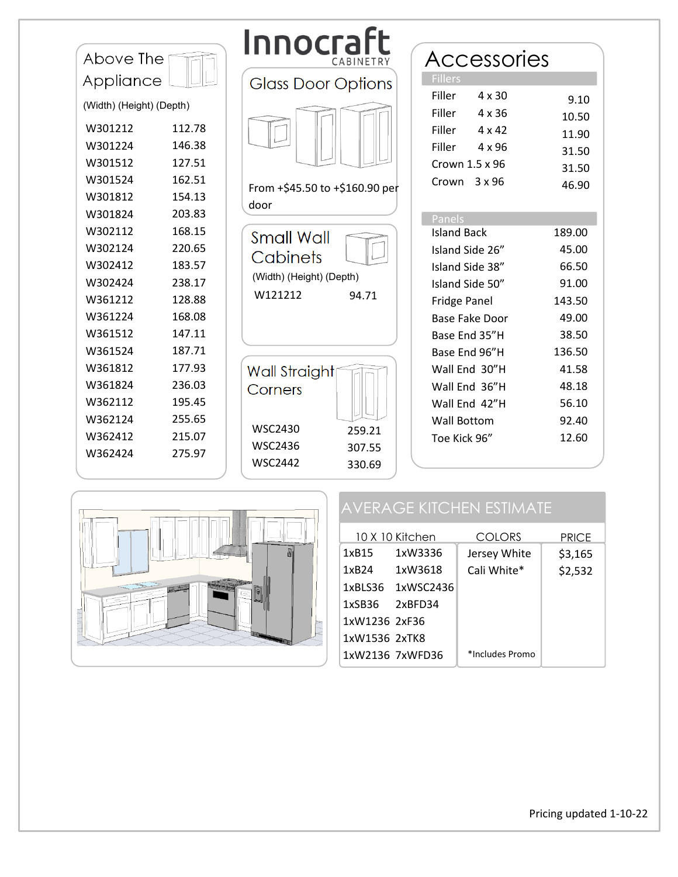# Innocraft CABINETRY

## Above The Appliance

(Width) (Height) (Depth)

| | |
|---|---|
| W301212 | 112.78 |
| W301224 | 146.38 |
| W301512 | 127.51 |
| W301524 | 162.51 |
| W301812 | 154.13 |
| W301824 | 203.83 |
| W302112 | 168.15 |
| W302124 | 220.65 |
| W302412 | 183.57 |
| W302424 | 238.17 |
| W361212 | 128.88 |
| W361224 | 168.08 |
| W361512 | 147.11 |
| W361524 | 187.71 |
| W361812 | 177.93 |
| W361824 | 236.03 |
| W362112 | 195.45 |
| W362124 | 255.65 |
| W362412 | 215.07 |
| W362424 | 275.97 |

## Glass Door Options

From +$45.50 to +$160.90 per door

## Small Wall Cabinets

(Width) (Height) (Depth)

| | |
|---|---|
| W121212 | 94.71 |

## Wall Straight Corners

| | |
|---|---|
| WSC2430 | 259.21 |
| WSC2436 | 307.55 |
| WSC2442 | 330.69 |

## Accessories

### Fillers

| | | |
|---|---|---|
| Filler | 4 x 30 | 9.10 |
| Filler | 4 x 36 | 10.50 |
| Filler | 4 x 42 | 11.90 |
| Filler | 4 x 96 | 31.50 |
| Crown | 1.5 x 96 | 31.50 |
| Crown | 3 x 96 | 46.90 |

### Panels

| | |
|---|---|
| Island Back | 189.00 |
| Island Side 26" | 45.00 |
| Island Side 38" | 66.50 |
| Island Side 50" | 91.00 |
| Fridge Panel | 143.50 |
| Base Fake Door | 49.00 |
| Base End 35"H | 38.50 |
| Base End 96"H | 136.50 |
| Wall End 30"H | 41.58 |
| Wall End 36"H | 48.18 |
| Wall End 42"H | 56.10 |
| Wall Bottom | 92.40 |
| Toe Kick 96" | 12.60 |

## AVERAGE KITCHEN ESTIMATE

| 10 X 10 Kitchen | | COLORS | PRICE |
|---|---|---|---|
| 1xB15 | 1xW3336 | Jersey White | $3,165 |
| 1xB24 | 1xW3618 | Cali White* | $2,532 |
| 1xBLS36 | 1xWSC2436 | | |
| 1xSB36 | 2xBFD34 | | |
| 1xW1236 | 2xF36 | | |
| 1xW1536 | 2xTK8 | | |
| 1xW2136 | 7xWFD36 | *Includes Promo | |

Pricing updated 1-10-22